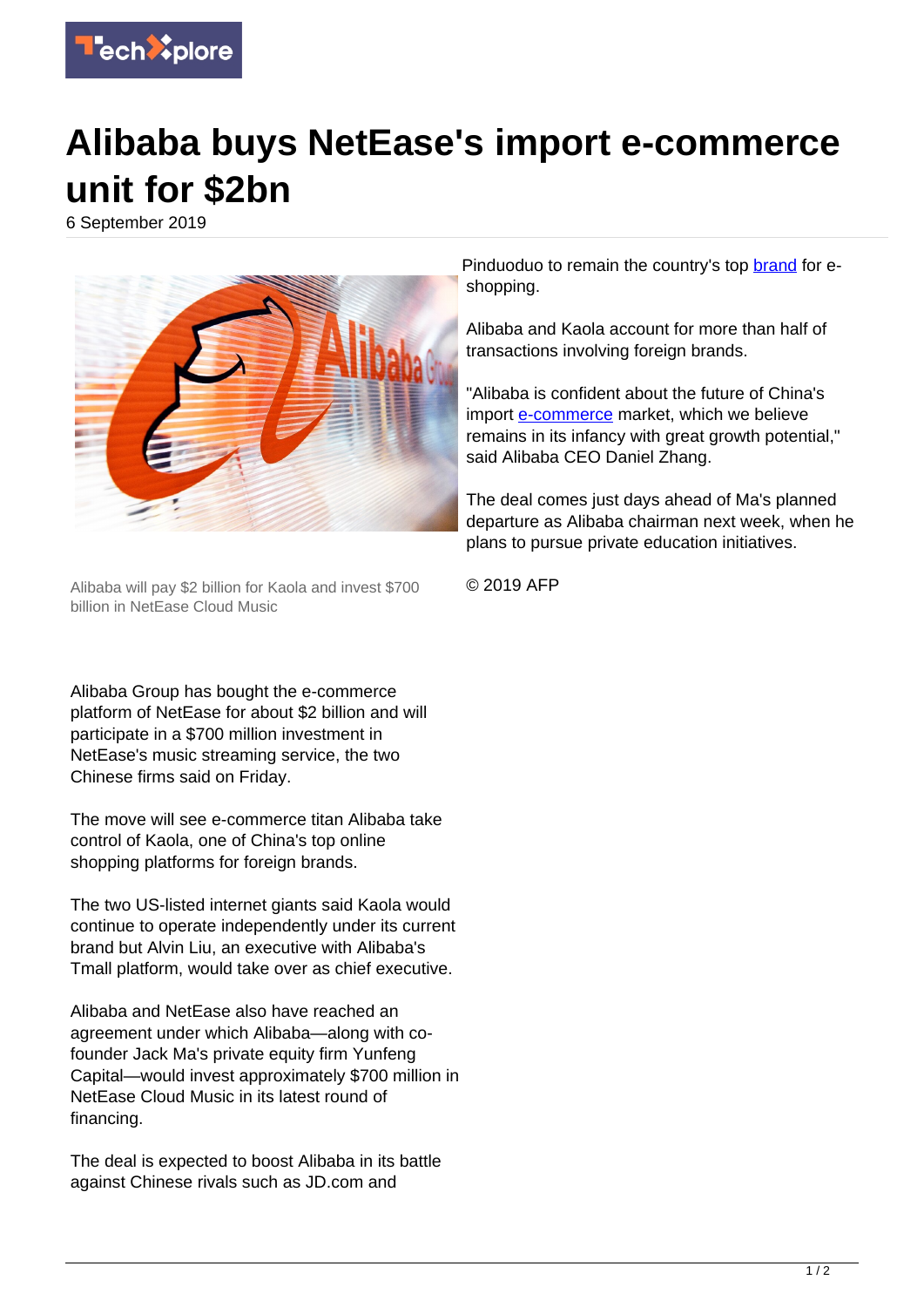# Alibaba buys NetEase's import e-commerce unit for $2bn

6 September 2019

Alibaba will pay $2 billion for Kaola and invest $700 billion in NetEase Cloud Music

Alibaba Group has bought the e-commerce platform of NetEase for about $2 billion and will participate in a $700 million investment in NetEase's music streaming service, the two Chinese firms said on Friday.

The move will see e-commerce titan Alibaba take control of Kaola, one of China's top online shopping platforms for foreign brands.

The two US-listed internet giants said Kaola would continue to operate independently under its current brand but Alvin Liu, an executive with Alibaba's Tmall platform, would take over as chief executive.

Alibaba and NetEase also have reached an agreement under which Alibaba—along with co-founder Jack Ma's private equity firm Yunfeng Capital—would invest approximately $700 million in NetEase Cloud Music in its latest round of financing.

The deal is expected to boost Alibaba in its battle against Chinese rivals such as JD.com and Pinduoduo to remain the country's top brand for e-shopping.

Alibaba and Kaola account for more than half of transactions involving foreign brands.

"Alibaba is confident about the future of China's import e-commerce market, which we believe remains in its infancy with great growth potential," said Alibaba CEO Daniel Zhang.

The deal comes just days ahead of Ma's planned departure as Alibaba chairman next week, when he plans to pursue private education initiatives.

© 2019 AFP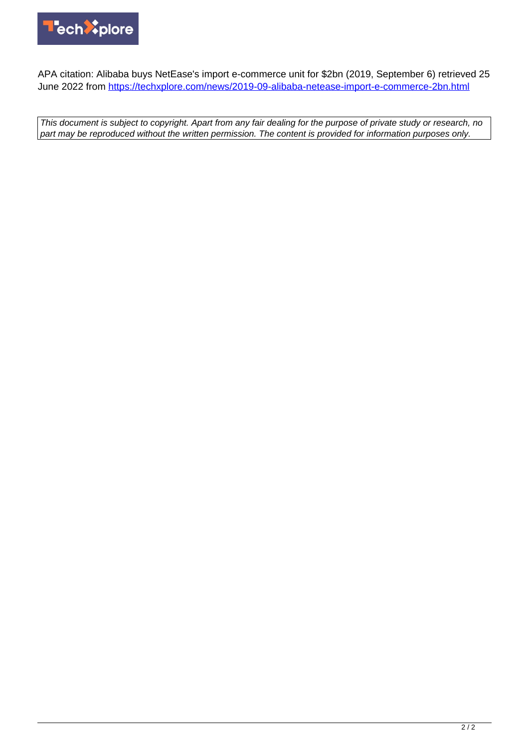APA citation: Alibaba buys NetEase's import e-commerce unit for $2bn (2019, September 6) retrieved 25 June 2022 from https://techxplore.com/news/2019-09-alibaba-netease-import-e-commerce-2bn.html

*This document is subject to copyright. Apart from any fair dealing for the purpose of private study or research, no part may be reproduced without the written permission. The content is provided for information purposes only.*